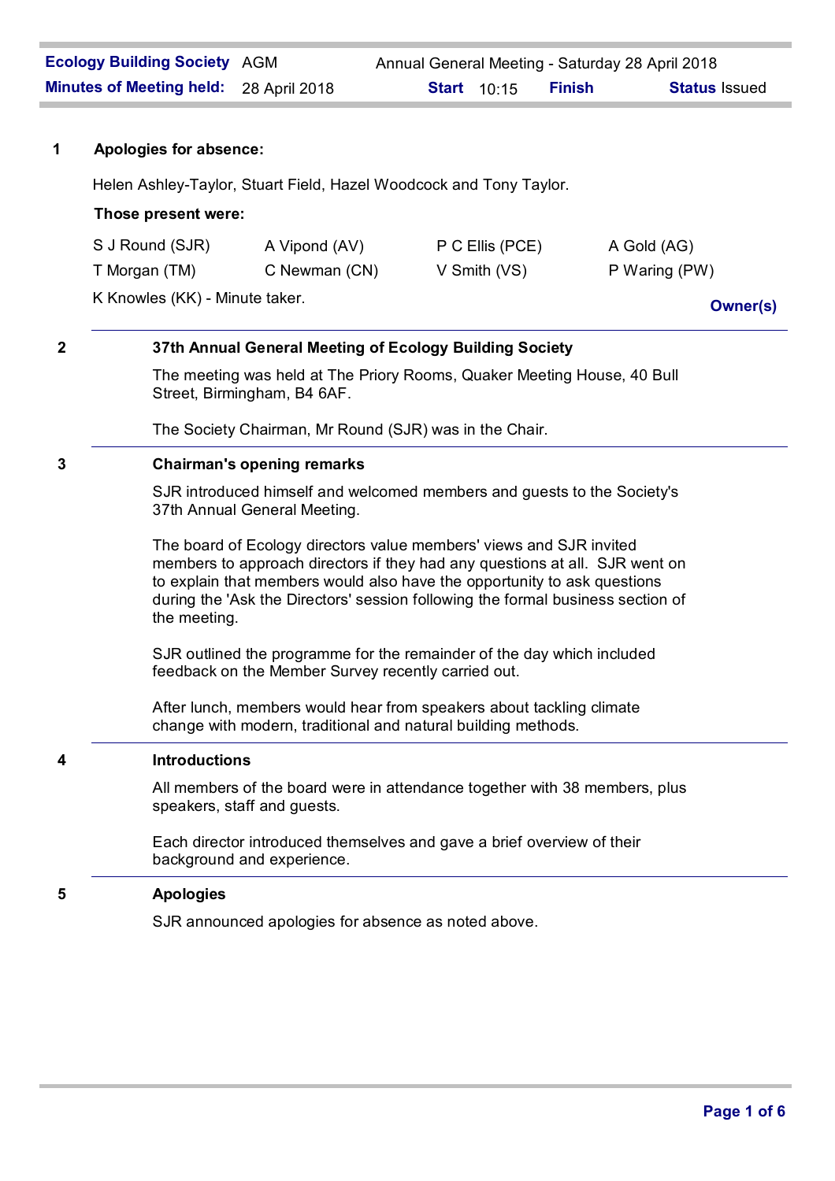| **Ecology Building Society** | AGM | Annual General Meeting - Saturday 28 April 2018 | | | |
|---|---|---|---|---|---|
| **Minutes of Meeting held:** | 28 April 2018 | **Start** 10:15 | **Finish** | **Status** Issued | |

## 1 Apologies for absence:

Helen Ashley-Taylor, Stuart Field, Hazel Woodcock and Tony Taylor.

**Those present were:**

| | | | |
|---|---|---|---|
| S J Round (SJR) | A Vipond (AV) | P C Ellis (PCE) | A Gold (AG) |
| T Morgan (TM) | C Newman (CN) | V Smith (VS) | P Waring (PW) |

K Knowles (KK) - Minute taker.

**Owner(s)**

## 2 37th Annual General Meeting of Ecology Building Society

The meeting was held at The Priory Rooms, Quaker Meeting House, 40 Bull Street, Birmingham, B4 6AF.

The Society Chairman, Mr Round (SJR) was in the Chair.

## 3 Chairman's opening remarks

SJR introduced himself and welcomed members and guests to the Society's 37th Annual General Meeting.

The board of Ecology directors value members' views and SJR invited members to approach directors if they had any questions at all. SJR went on to explain that members would also have the opportunity to ask questions during the 'Ask the Directors' session following the formal business section of the meeting.

SJR outlined the programme for the remainder of the day which included feedback on the Member Survey recently carried out.

After lunch, members would hear from speakers about tackling climate change with modern, traditional and natural building methods.

## 4 Introductions

All members of the board were in attendance together with 38 members, plus speakers, staff and guests.

Each director introduced themselves and gave a brief overview of their background and experience.

## 5 Apologies

SJR announced apologies for absence as noted above.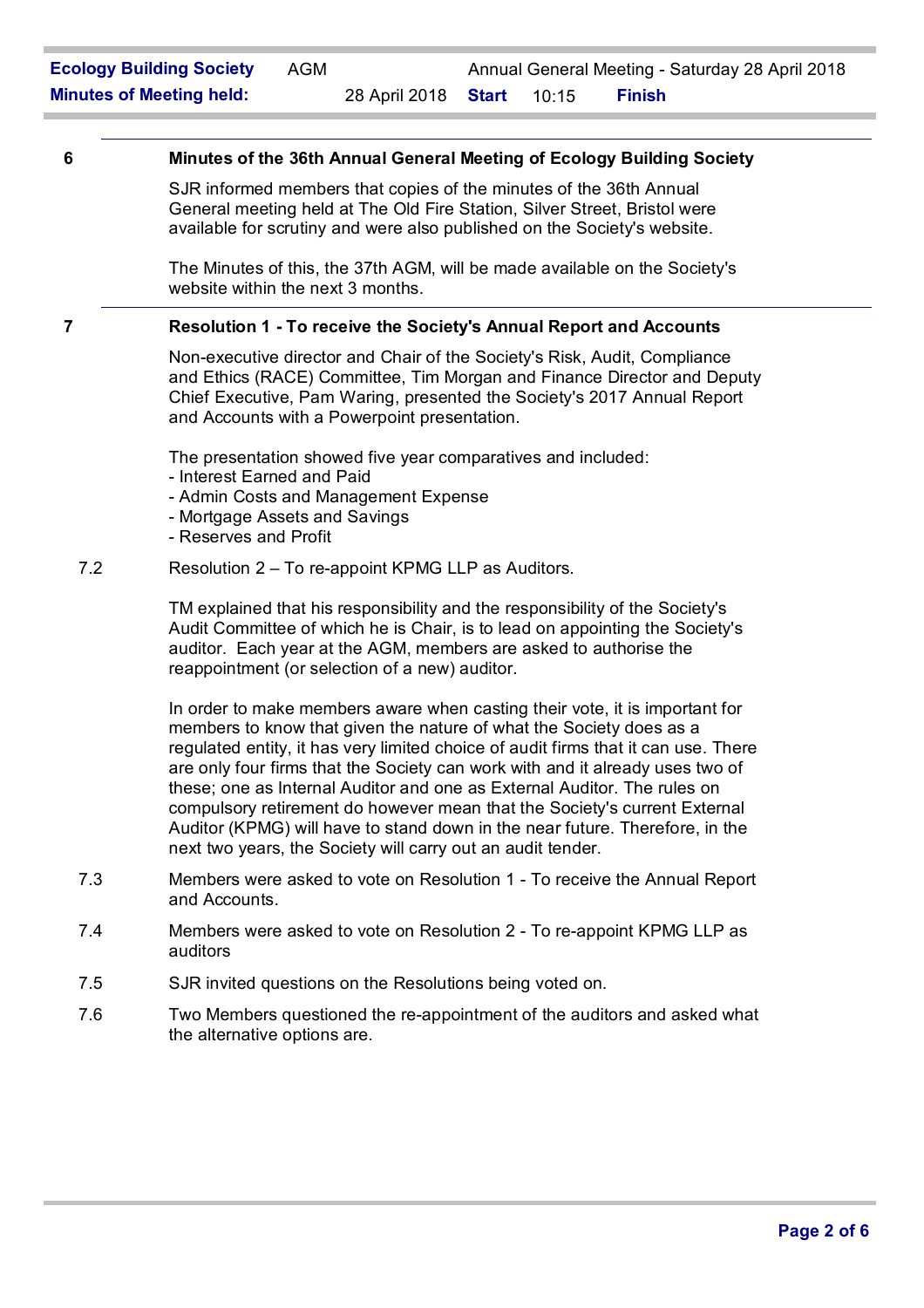## 6 Minutes of the 36th Annual General Meeting of Ecology Building Society

SJR informed members that copies of the minutes of the 36th Annual General meeting held at The Old Fire Station, Silver Street, Bristol were available for scrutiny and were also published on the Society's website.

The Minutes of this, the 37th AGM, will be made available on the Society's website within the next 3 months.

## 7 Resolution 1 - To receive the Society's Annual Report and Accounts

Non-executive director and Chair of the Society's Risk, Audit, Compliance and Ethics (RACE) Committee, Tim Morgan and Finance Director and Deputy Chief Executive, Pam Waring, presented the Society's 2017 Annual Report and Accounts with a Powerpoint presentation.

The presentation showed five year comparatives and included:
- Interest Earned and Paid
- Admin Costs and Management Expense
- Mortgage Assets and Savings
- Reserves and Profit

7.2 Resolution 2 – To re-appoint KPMG LLP as Auditors.

TM explained that his responsibility and the responsibility of the Society's Audit Committee of which he is Chair, is to lead on appointing the Society's auditor. Each year at the AGM, members are asked to authorise the reappointment (or selection of a new) auditor.

In order to make members aware when casting their vote, it is important for members to know that given the nature of what the Society does as a regulated entity, it has very limited choice of audit firms that it can use. There are only four firms that the Society can work with and it already uses two of these; one as Internal Auditor and one as External Auditor. The rules on compulsory retirement do however mean that the Society's current External Auditor (KPMG) will have to stand down in the near future. Therefore, in the next two years, the Society will carry out an audit tender.

7.3 Members were asked to vote on Resolution 1 - To receive the Annual Report and Accounts.

7.4 Members were asked to vote on Resolution 2 - To re-appoint KPMG LLP as auditors

7.5 SJR invited questions on the Resolutions being voted on.

7.6 Two Members questioned the re-appointment of the auditors and asked what the alternative options are.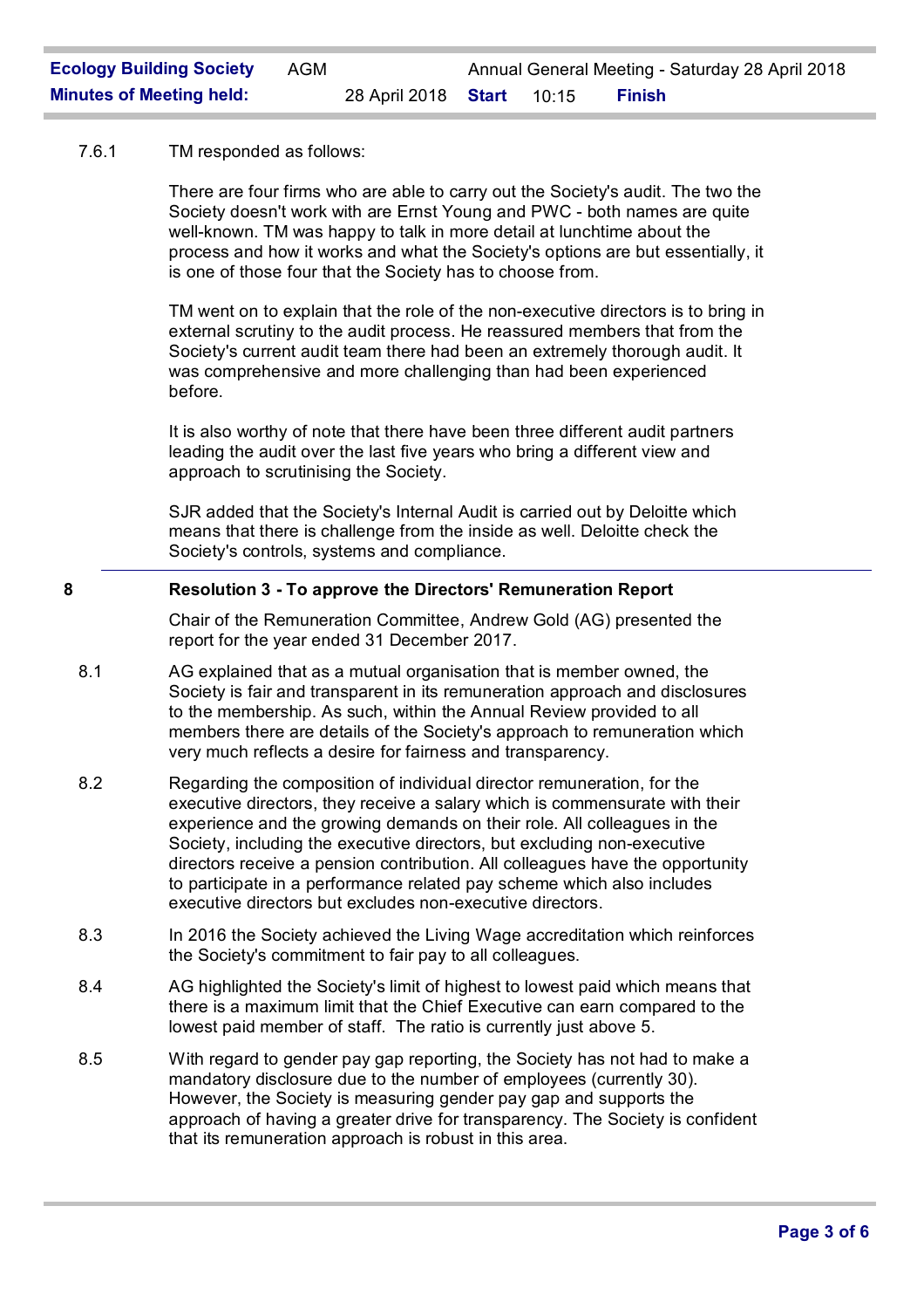7.6.1 TM responded as follows:

There are four firms who are able to carry out the Society's audit. The two the Society doesn't work with are Ernst Young and PWC - both names are quite well-known. TM was happy to talk in more detail at lunchtime about the process and how it works and what the Society's options are but essentially, it is one of those four that the Society has to choose from.

TM went on to explain that the role of the non-executive directors is to bring in external scrutiny to the audit process. He reassured members that from the Society's current audit team there had been an extremely thorough audit. It was comprehensive and more challenging than had been experienced before.

It is also worthy of note that there have been three different audit partners leading the audit over the last five years who bring a different view and approach to scrutinising the Society.

SJR added that the Society's Internal Audit is carried out by Deloitte which means that there is challenge from the inside as well. Deloitte check the Society's controls, systems and compliance.

---

**8 Resolution 3 - To approve the Directors' Remuneration Report**

Chair of the Remuneration Committee, Andrew Gold (AG) presented the report for the year ended 31 December 2017.

8.1 AG explained that as a mutual organisation that is member owned, the Society is fair and transparent in its remuneration approach and disclosures to the membership. As such, within the Annual Review provided to all members there are details of the Society's approach to remuneration which very much reflects a desire for fairness and transparency.

8.2 Regarding the composition of individual director remuneration, for the executive directors, they receive a salary which is commensurate with their experience and the growing demands on their role. All colleagues in the Society, including the executive directors, but excluding non-executive directors receive a pension contribution. All colleagues have the opportunity to participate in a performance related pay scheme which also includes executive directors but excludes non-executive directors.

8.3 In 2016 the Society achieved the Living Wage accreditation which reinforces the Society's commitment to fair pay to all colleagues.

8.4 AG highlighted the Society's limit of highest to lowest paid which means that there is a maximum limit that the Chief Executive can earn compared to the lowest paid member of staff. The ratio is currently just above 5.

8.5 With regard to gender pay gap reporting, the Society has not had to make a mandatory disclosure due to the number of employees (currently 30). However, the Society is measuring gender pay gap and supports the approach of having a greater drive for transparency. The Society is confident that its remuneration approach is robust in this area.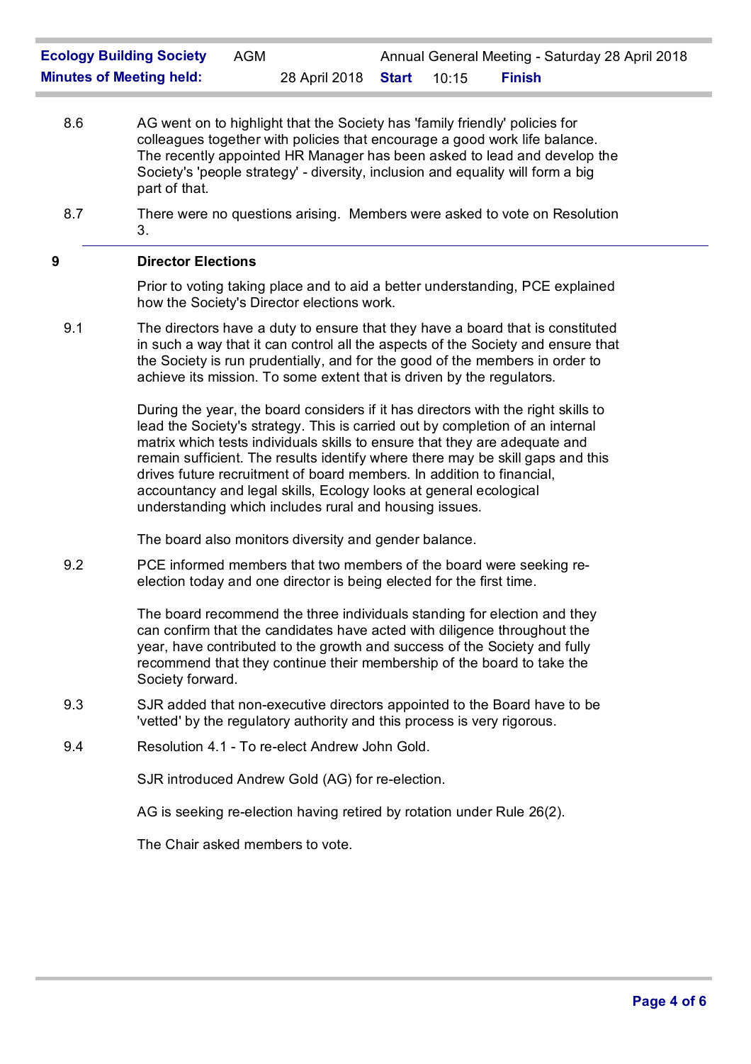8.6 AG went on to highlight that the Society has 'family friendly' policies for colleagues together with policies that encourage a good work life balance. The recently appointed HR Manager has been asked to lead and develop the Society's 'people strategy' - diversity, inclusion and equality will form a big part of that.

8.7 There were no questions arising. Members were asked to vote on Resolution 3.

## 9 Director Elections

Prior to voting taking place and to aid a better understanding, PCE explained how the Society's Director elections work.

9.1 The directors have a duty to ensure that they have a board that is constituted in such a way that it can control all the aspects of the Society and ensure that the Society is run prudentially, and for the good of the members in order to achieve its mission. To some extent that is driven by the regulators.

During the year, the board considers if it has directors with the right skills to lead the Society's strategy. This is carried out by completion of an internal matrix which tests individuals skills to ensure that they are adequate and remain sufficient. The results identify where there may be skill gaps and this drives future recruitment of board members. In addition to financial, accountancy and legal skills, Ecology looks at general ecological understanding which includes rural and housing issues.

The board also monitors diversity and gender balance.

9.2 PCE informed members that two members of the board were seeking re-election today and one director is being elected for the first time.

The board recommend the three individuals standing for election and they can confirm that the candidates have acted with diligence throughout the year, have contributed to the growth and success of the Society and fully recommend that they continue their membership of the board to take the Society forward.

9.3 SJR added that non-executive directors appointed to the Board have to be 'vetted' by the regulatory authority and this process is very rigorous.

9.4 Resolution 4.1 - To re-elect Andrew John Gold.

SJR introduced Andrew Gold (AG) for re-election.

AG is seeking re-election having retired by rotation under Rule 26(2).

The Chair asked members to vote.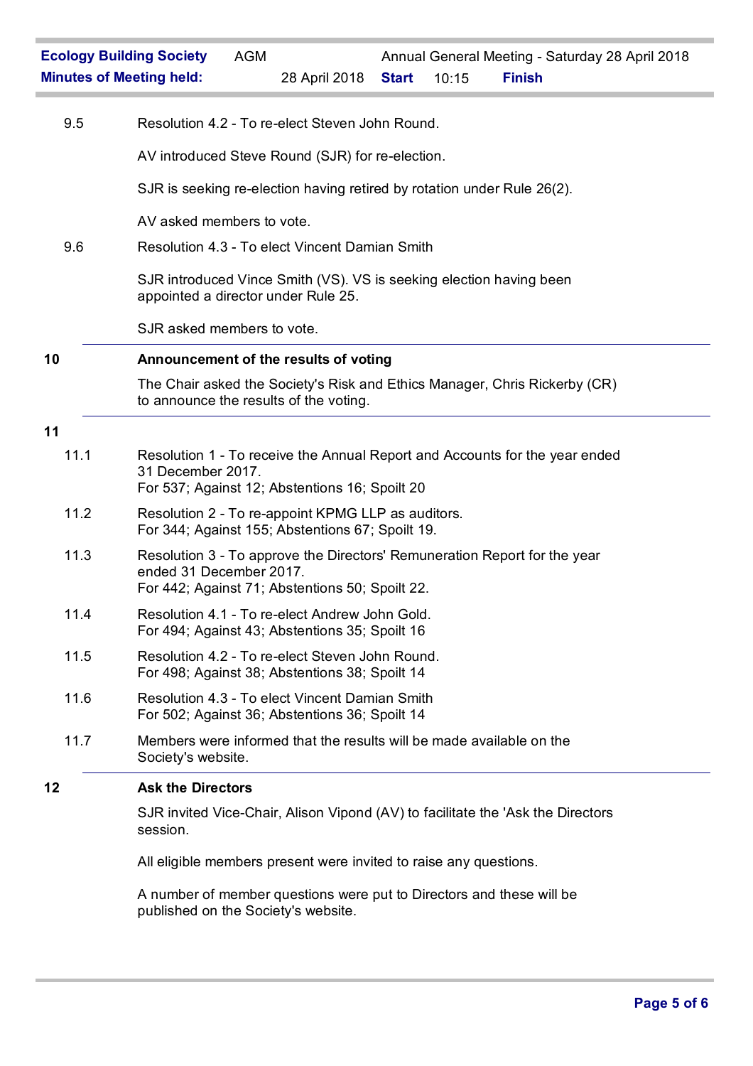9.5 Resolution 4.2 - To re-elect Steven John Round.

AV introduced Steve Round (SJR) for re-election.

SJR is seeking re-election having retired by rotation under Rule 26(2).

AV asked members to vote.

9.6 Resolution 4.3 - To elect Vincent Damian Smith

SJR introduced Vince Smith (VS). VS is seeking election having been appointed a director under Rule 25.

SJR asked members to vote.

## 10 Announcement of the results of voting

The Chair asked the Society's Risk and Ethics Manager, Chris Rickerby (CR) to announce the results of the voting.

## 11

11.1 Resolution 1 - To receive the Annual Report and Accounts for the year ended 31 December 2017.
For 537; Against 12; Abstentions 16; Spoilt 20

11.2 Resolution 2 - To re-appoint KPMG LLP as auditors.
For 344; Against 155; Abstentions 67; Spoilt 19.

11.3 Resolution 3 - To approve the Directors' Remuneration Report for the year ended 31 December 2017.
For 442; Against 71; Abstentions 50; Spoilt 22.

11.4 Resolution 4.1 - To re-elect Andrew John Gold.
For 494; Against 43; Abstentions 35; Spoilt 16

11.5 Resolution 4.2 - To re-elect Steven John Round.
For 498; Against 38; Abstentions 38; Spoilt 14

11.6 Resolution 4.3 - To elect Vincent Damian Smith
For 502; Against 36; Abstentions 36; Spoilt 14

11.7 Members were informed that the results will be made available on the Society's website.

## 12 Ask the Directors

SJR invited Vice-Chair, Alison Vipond (AV) to facilitate the 'Ask the Directors session.

All eligible members present were invited to raise any questions.

A number of member questions were put to Directors and these will be published on the Society's website.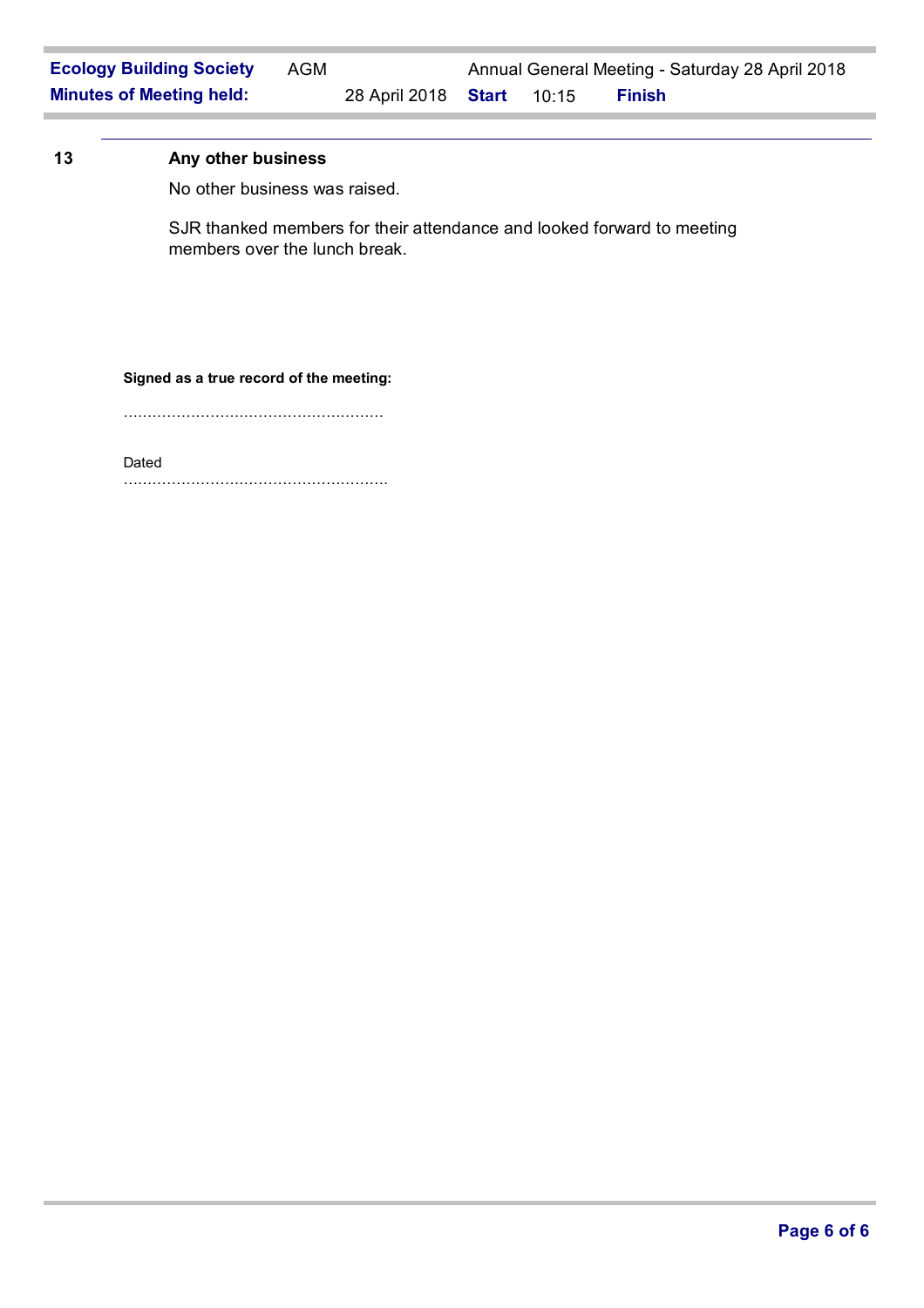## 13 Any other business

No other business was raised.

SJR thanked members for their attendance and looked forward to meeting members over the lunch break.

**Signed as a true record of the meeting:**

……………………………………………

Dated
……………………………………………